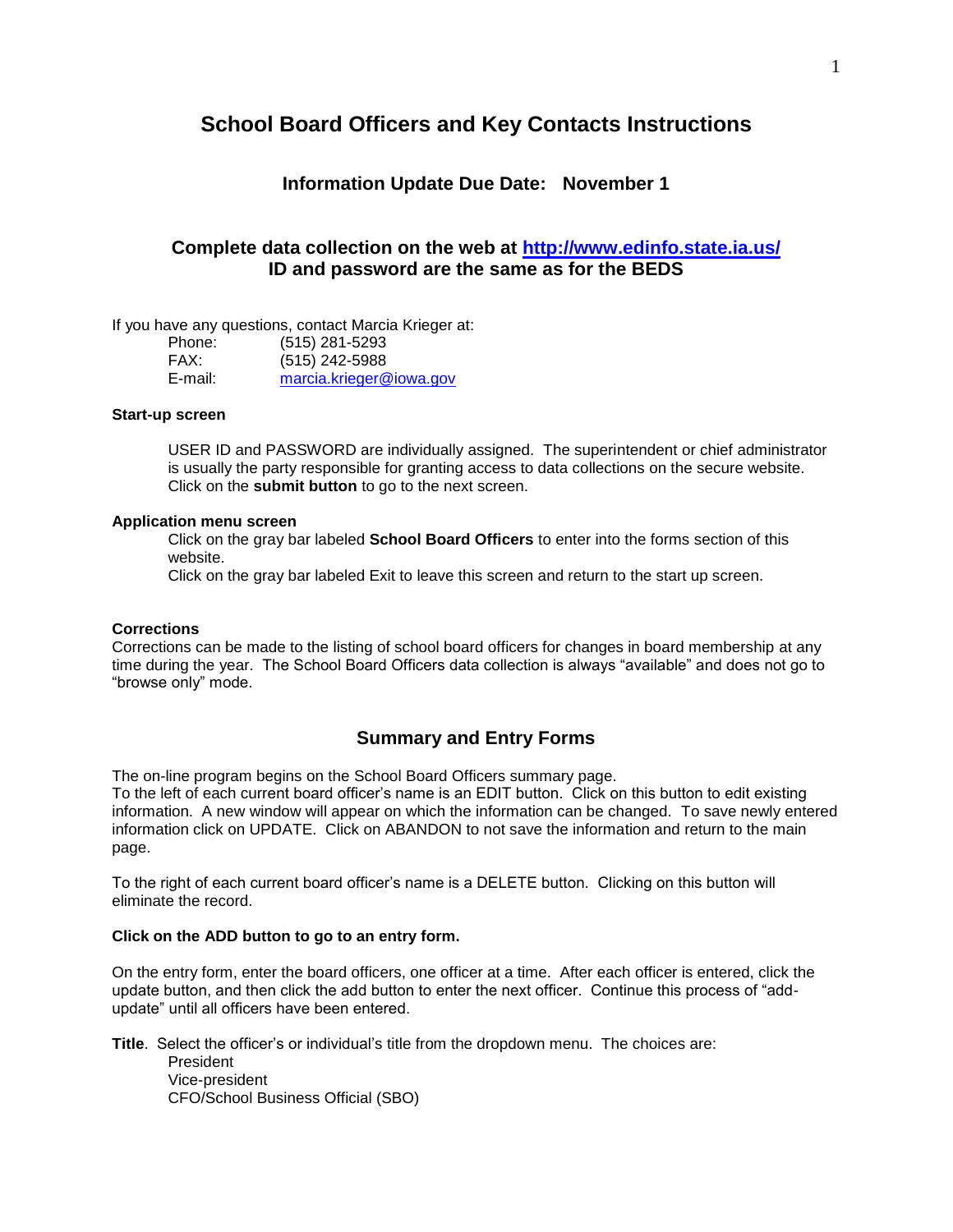# School Board Officers and Key Contacts Instructions

## Information Update Due Date: November 1

## Complete data collection on the web at [http://www.edinfo.state.ia.us/](http://www.edinfo.state.ia.us/)
## ID and password are the same as for the BEDS

If you have any questions, contact Marcia Krieger at:

Phone: (515) 281-5293
FAX: (515) 242-5988
E-mail: [marcia.krieger@iowa.gov](mailto:marcia.krieger@iowa.gov)

**Start-up screen**

USER ID and PASSWORD are individually assigned. The superintendent or chief administrator is usually the party responsible for granting access to data collections on the secure website. Click on the **submit button** to go to the next screen.

**Application menu screen**

Click on the gray bar labeled **School Board Officers** to enter into the forms section of this website.
Click on the gray bar labeled Exit to leave this screen and return to the start up screen.

**Corrections**

Corrections can be made to the listing of school board officers for changes in board membership at any time during the year. The School Board Officers data collection is always "available" and does not go to "browse only" mode.

## Summary and Entry Forms

The on-line program begins on the School Board Officers summary page.
To the left of each current board officer's name is an EDIT button. Click on this button to edit existing information. A new window will appear on which the information can be changed. To save newly entered information click on UPDATE. Click on ABANDON to not save the information and return to the main page.

To the right of each current board officer's name is a DELETE button. Clicking on this button will eliminate the record.

**Click on the ADD button to go to an entry form.**

On the entry form, enter the board officers, one officer at a time. After each officer is entered, click the update button, and then click the add button to enter the next officer. Continue this process of "add-update" until all officers have been entered.

**Title**. Select the officer's or individual's title from the dropdown menu. The choices are:

President
Vice-president
CFO/School Business Official (SBO)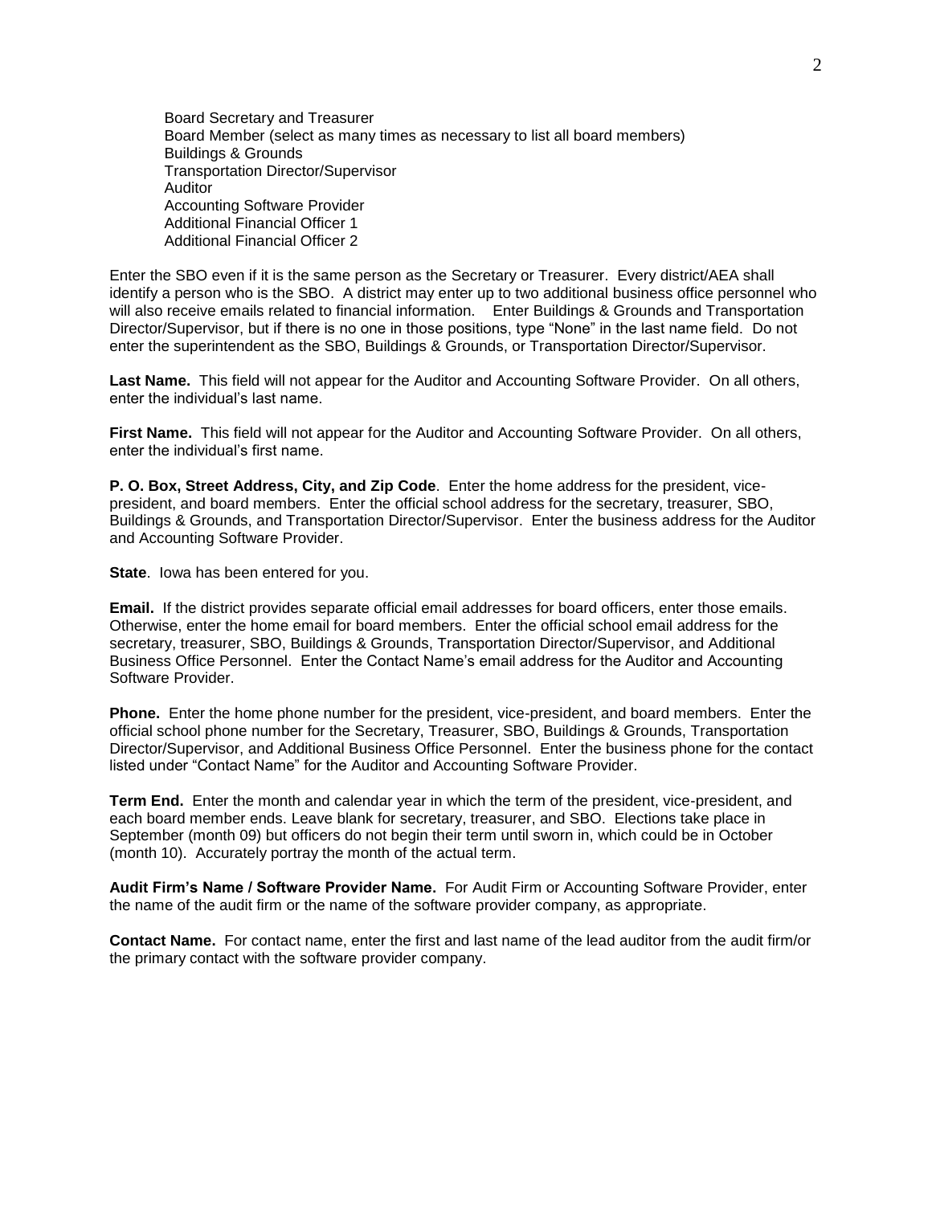Board Secretary and Treasurer
Board Member (select as many times as necessary to list all board members)
Buildings & Grounds
Transportation Director/Supervisor
Auditor
Accounting Software Provider
Additional Financial Officer 1
Additional Financial Officer 2

Enter the SBO even if it is the same person as the Secretary or Treasurer. Every district/AEA shall identify a person who is the SBO. A district may enter up to two additional business office personnel who will also receive emails related to financial information. Enter Buildings & Grounds and Transportation Director/Supervisor, but if there is no one in those positions, type "None" in the last name field. Do not enter the superintendent as the SBO, Buildings & Grounds, or Transportation Director/Supervisor.

**Last Name.** This field will not appear for the Auditor and Accounting Software Provider. On all others, enter the individual's last name.

**First Name.** This field will not appear for the Auditor and Accounting Software Provider. On all others, enter the individual's first name.

**P. O. Box, Street Address, City, and Zip Code**. Enter the home address for the president, vice-president, and board members. Enter the official school address for the secretary, treasurer, SBO, Buildings & Grounds, and Transportation Director/Supervisor. Enter the business address for the Auditor and Accounting Software Provider.

**State**. Iowa has been entered for you.

**Email.** If the district provides separate official email addresses for board officers, enter those emails. Otherwise, enter the home email for board members. Enter the official school email address for the secretary, treasurer, SBO, Buildings & Grounds, Transportation Director/Supervisor, and Additional Business Office Personnel. Enter the Contact Name's email address for the Auditor and Accounting Software Provider.

**Phone.** Enter the home phone number for the president, vice-president, and board members. Enter the official school phone number for the Secretary, Treasurer, SBO, Buildings & Grounds, Transportation Director/Supervisor, and Additional Business Office Personnel. Enter the business phone for the contact listed under "Contact Name" for the Auditor and Accounting Software Provider.

**Term End.** Enter the month and calendar year in which the term of the president, vice-president, and each board member ends. Leave blank for secretary, treasurer, and SBO. Elections take place in September (month 09) but officers do not begin their term until sworn in, which could be in October (month 10). Accurately portray the month of the actual term.

**Audit Firm's Name / Software Provider Name.** For Audit Firm or Accounting Software Provider, enter the name of the audit firm or the name of the software provider company, as appropriate.

**Contact Name.** For contact name, enter the first and last name of the lead auditor from the audit firm/or the primary contact with the software provider company.